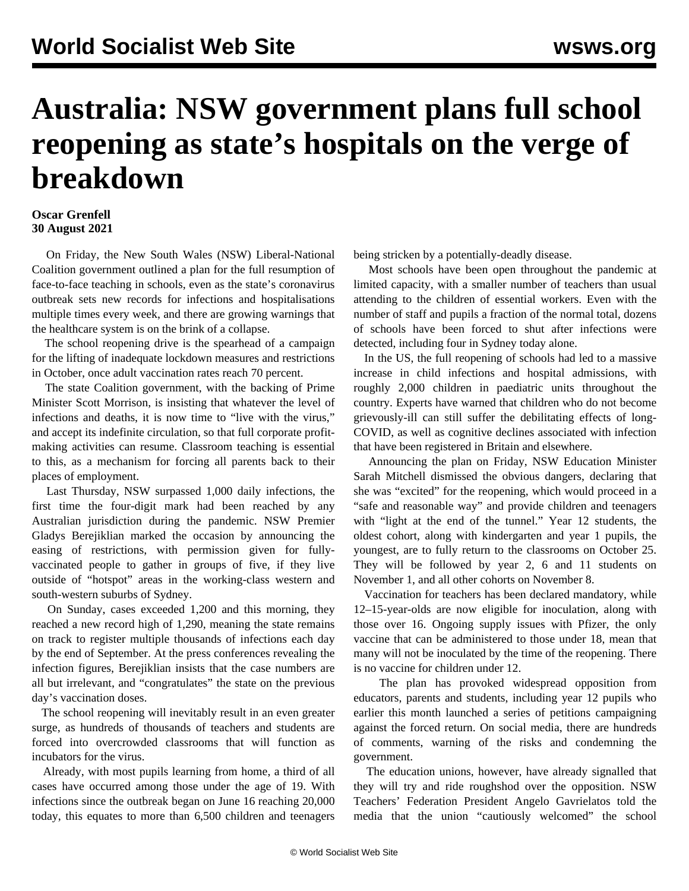# Australia: NSW government plans full school reopening as state's hospitals on the verge of breakdown

**Oscar Grenfell**
**30 August 2021**

On Friday, the New South Wales (NSW) Liberal-National Coalition government outlined a plan for the full resumption of face-to-face teaching in schools, even as the state's coronavirus outbreak sets new records for infections and hospitalisations multiple times every week, and there are growing warnings that the healthcare system is on the brink of a collapse.

The school reopening drive is the spearhead of a campaign for the lifting of inadequate lockdown measures and restrictions in October, once adult vaccination rates reach 70 percent.

The state Coalition government, with the backing of Prime Minister Scott Morrison, is insisting that whatever the level of infections and deaths, it is now time to "live with the virus," and accept its indefinite circulation, so that full corporate profit-making activities can resume. Classroom teaching is essential to this, as a mechanism for forcing all parents back to their places of employment.

Last Thursday, NSW surpassed 1,000 daily infections, the first time the four-digit mark had been reached by any Australian jurisdiction during the pandemic. NSW Premier Gladys Berejiklian marked the occasion by announcing the easing of restrictions, with permission given for fully-vaccinated people to gather in groups of five, if they live outside of "hotspot" areas in the working-class western and south-western suburbs of Sydney.

On Sunday, cases exceeded 1,200 and this morning, they reached a new record high of 1,290, meaning the state remains on track to register multiple thousands of infections each day by the end of September. At the press conferences revealing the infection figures, Berejiklian insists that the case numbers are all but irrelevant, and "congratulates" the state on the previous day's vaccination doses.

The school reopening will inevitably result in an even greater surge, as hundreds of thousands of teachers and students are forced into overcrowded classrooms that will function as incubators for the virus.

Already, with most pupils learning from home, a third of all cases have occurred among those under the age of 19. With infections since the outbreak began on June 16 reaching 20,000 today, this equates to more than 6,500 children and teenagers being stricken by a potentially-deadly disease.

Most schools have been open throughout the pandemic at limited capacity, with a smaller number of teachers than usual attending to the children of essential workers. Even with the number of staff and pupils a fraction of the normal total, dozens of schools have been forced to shut after infections were detected, including four in Sydney today alone.

In the US, the full reopening of schools had led to a massive increase in child infections and hospital admissions, with roughly 2,000 children in paediatric units throughout the country. Experts have warned that children who do not become grievously-ill can still suffer the debilitating effects of long-COVID, as well as cognitive declines associated with infection that have been registered in Britain and elsewhere.

Announcing the plan on Friday, NSW Education Minister Sarah Mitchell dismissed the obvious dangers, declaring that she was "excited" for the reopening, which would proceed in a "safe and reasonable way" and provide children and teenagers with "light at the end of the tunnel." Year 12 students, the oldest cohort, along with kindergarten and year 1 pupils, the youngest, are to fully return to the classrooms on October 25. They will be followed by year 2, 6 and 11 students on November 1, and all other cohorts on November 8.

Vaccination for teachers has been declared mandatory, while 12–15-year-olds are now eligible for inoculation, along with those over 16. Ongoing supply issues with Pfizer, the only vaccine that can be administered to those under 18, mean that many will not be inoculated by the time of the reopening. There is no vaccine for children under 12.

The plan has provoked widespread opposition from educators, parents and students, including year 12 pupils who earlier this month launched a series of petitions campaigning against the forced return. On social media, there are hundreds of comments, warning of the risks and condemning the government.

The education unions, however, have already signalled that they will try and ride roughshod over the opposition. NSW Teachers' Federation President Angelo Gavrielatos told the media that the union "cautiously welcomed" the school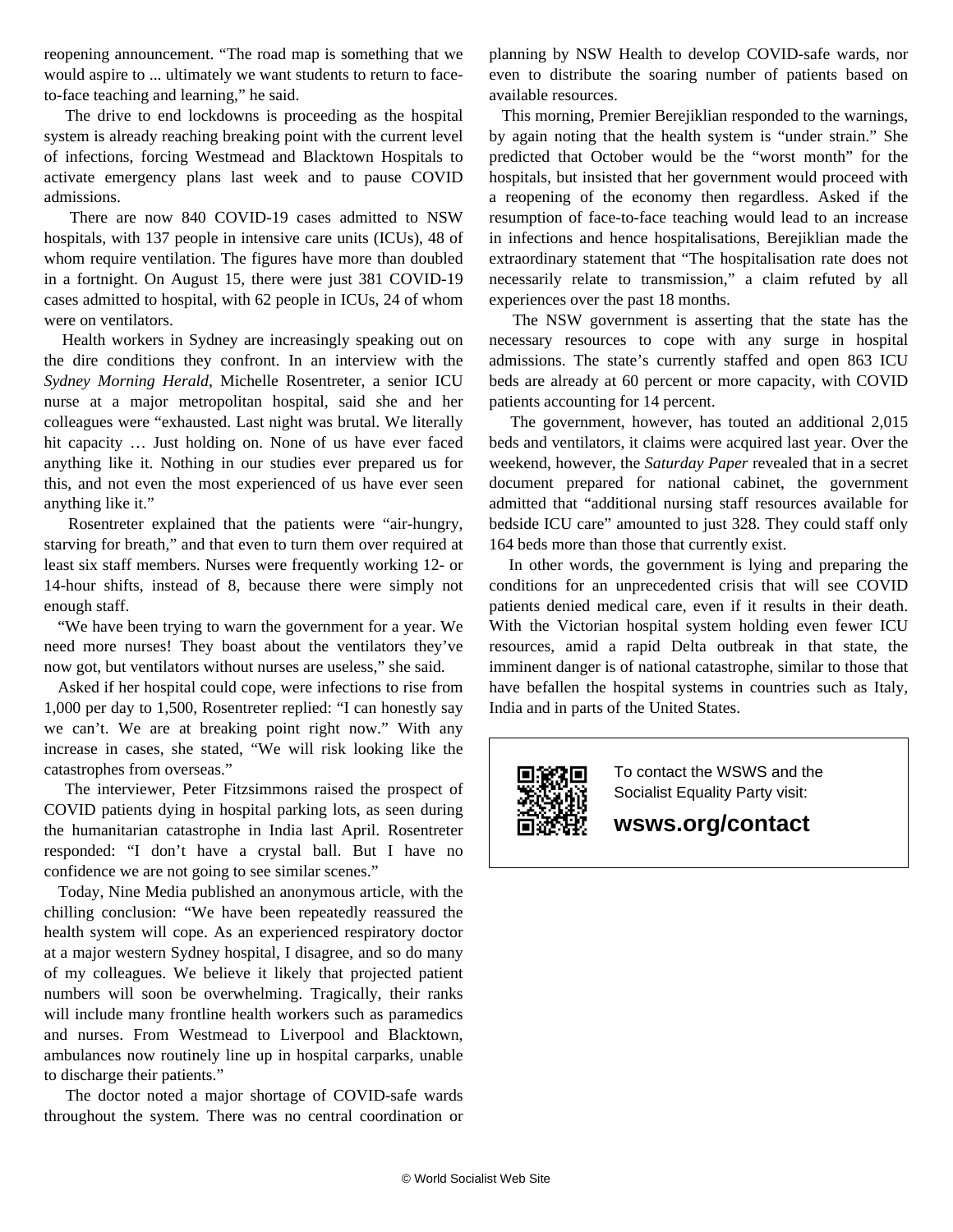reopening announcement. "The road map is something that we would aspire to ... ultimately we want students to return to face-to-face teaching and learning," he said.

The drive to end lockdowns is proceeding as the hospital system is already reaching breaking point with the current level of infections, forcing Westmead and Blacktown Hospitals to activate emergency plans last week and to pause COVID admissions.

There are now 840 COVID-19 cases admitted to NSW hospitals, with 137 people in intensive care units (ICUs), 48 of whom require ventilation. The figures have more than doubled in a fortnight. On August 15, there were just 381 COVID-19 cases admitted to hospital, with 62 people in ICUs, 24 of whom were on ventilators.

Health workers in Sydney are increasingly speaking out on the dire conditions they confront. In an interview with the *Sydney Morning Herald*, Michelle Rosentreter, a senior ICU nurse at a major metropolitan hospital, said she and her colleagues were "exhausted. Last night was brutal. We literally hit capacity … Just holding on. None of us have ever faced anything like it. Nothing in our studies ever prepared us for this, and not even the most experienced of us have ever seen anything like it."

Rosentreter explained that the patients were "air-hungry, starving for breath," and that even to turn them over required at least six staff members. Nurses were frequently working 12- or 14-hour shifts, instead of 8, because there were simply not enough staff.

"We have been trying to warn the government for a year. We need more nurses! They boast about the ventilators they've now got, but ventilators without nurses are useless," she said.

Asked if her hospital could cope, were infections to rise from 1,000 per day to 1,500, Rosentreter replied: "I can honestly say we can't. We are at breaking point right now." With any increase in cases, she stated, "We will risk looking like the catastrophes from overseas."

The interviewer, Peter Fitzsimmons raised the prospect of COVID patients dying in hospital parking lots, as seen during the humanitarian catastrophe in India last April. Rosentreter responded: "I don't have a crystal ball. But I have no confidence we are not going to see similar scenes."

Today, Nine Media published an anonymous article, with the chilling conclusion: "We have been repeatedly reassured the health system will cope. As an experienced respiratory doctor at a major western Sydney hospital, I disagree, and so do many of my colleagues. We believe it likely that projected patient numbers will soon be overwhelming. Tragically, their ranks will include many frontline health workers such as paramedics and nurses. From Westmead to Liverpool and Blacktown, ambulances now routinely line up in hospital carparks, unable to discharge their patients."

The doctor noted a major shortage of COVID-safe wards throughout the system. There was no central coordination or planning by NSW Health to develop COVID-safe wards, nor even to distribute the soaring number of patients based on available resources.

This morning, Premier Berejiklian responded to the warnings, by again noting that the health system is "under strain." She predicted that October would be the "worst month" for the hospitals, but insisted that her government would proceed with a reopening of the economy then regardless. Asked if the resumption of face-to-face teaching would lead to an increase in infections and hence hospitalisations, Berejiklian made the extraordinary statement that "The hospitalisation rate does not necessarily relate to transmission," a claim refuted by all experiences over the past 18 months.

The NSW government is asserting that the state has the necessary resources to cope with any surge in hospital admissions. The state's currently staffed and open 863 ICU beds are already at 60 percent or more capacity, with COVID patients accounting for 14 percent.

The government, however, has touted an additional 2,015 beds and ventilators, it claims were acquired last year. Over the weekend, however, the *Saturday Paper* revealed that in a secret document prepared for national cabinet, the government admitted that "additional nursing staff resources available for bedside ICU care" amounted to just 328. They could staff only 164 beds more than those that currently exist.

In other words, the government is lying and preparing the conditions for an unprecedented crisis that will see COVID patients denied medical care, even if it results in their death. With the Victorian hospital system holding even fewer ICU resources, amid a rapid Delta outbreak in that state, the imminent danger is of national catastrophe, similar to those that have befallen the hospital systems in countries such as Italy, India and in parts of the United States.

To contact the WSWS and the Socialist Equality Party visit:

**wsws.org/contact**